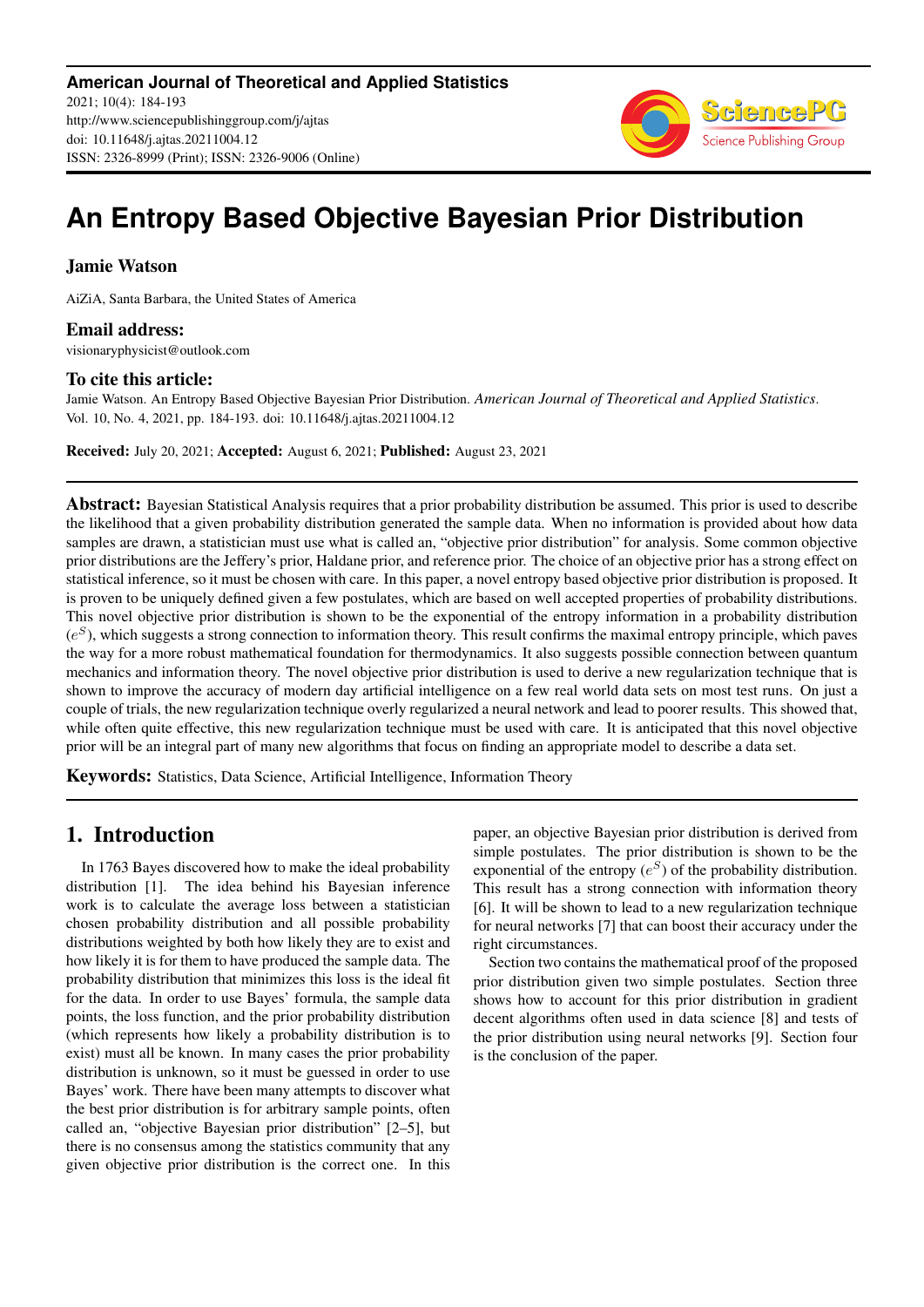**American Journal of Theoretical and Applied Statistics**
2021; 10(4): 184-193
http://www.sciencepublishinggroup.com/j/ajtas
doi: 10.11648/j.ajtas.20211004.12
ISSN: 2326-8999 (Print); ISSN: 2326-9006 (Online)

# An Entropy Based Objective Bayesian Prior Distribution

**Jamie Watson**

AiZiA, Santa Barbara, the United States of America

### Email address:

visionaryphysicist@outlook.com

### To cite this article:

Jamie Watson. An Entropy Based Objective Bayesian Prior Distribution. *American Journal of Theoretical and Applied Statistics*. Vol. 10, No. 4, 2021, pp. 184-193. doi: 10.11648/j.ajtas.20211004.12

**Received:** July 20, 2021; **Accepted:** August 6, 2021; **Published:** August 23, 2021

---

**Abstract:** Bayesian Statistical Analysis requires that a prior probability distribution be assumed. This prior is used to describe the likelihood that a given probability distribution generated the sample data. When no information is provided about how data samples are drawn, a statistician must use what is called an, "objective prior distribution" for analysis. Some common objective prior distributions are the Jeffery's prior, Haldane prior, and reference prior. The choice of an objective prior has a strong effect on statistical inference, so it must be chosen with care. In this paper, a novel entropy based objective prior distribution is proposed. It is proven to be uniquely defined given a few postulates, which are based on well accepted properties of probability distributions. This novel objective prior distribution is shown to be the exponential of the entropy information in a probability distribution ($e^S$), which suggests a strong connection to information theory. This result confirms the maximal entropy principle, which paves the way for a more robust mathematical foundation for thermodynamics. It also suggests possible connection between quantum mechanics and information theory. The novel objective prior distribution is used to derive a new regularization technique that is shown to improve the accuracy of modern day artificial intelligence on a few real world data sets on most test runs. On just a couple of trials, the new regularization technique overly regularized a neural network and lead to poorer results. This showed that, while often quite effective, this new regularization technique must be used with care. It is anticipated that this novel objective prior will be an integral part of many new algorithms that focus on finding an appropriate model to describe a data set.

**Keywords:** Statistics, Data Science, Artificial Intelligence, Information Theory

---

## 1. Introduction

In 1763 Bayes discovered how to make the ideal probability distribution [1]. The idea behind his Bayesian inference work is to calculate the average loss between a statistician chosen probability distribution and all possible probability distributions weighted by both how likely they are to exist and how likely it is for them to have produced the sample data. The probability distribution that minimizes this loss is the ideal fit for the data. In order to use Bayes' formula, the sample data points, the loss function, and the prior probability distribution (which represents how likely a probability distribution is to exist) must all be known. In many cases the prior probability distribution is unknown, so it must be guessed in order to use Bayes' work. There have been many attempts to discover what the best prior distribution is for arbitrary sample points, often called an, "objective Bayesian prior distribution" [2–5], but there is no consensus among the statistics community that any given objective prior distribution is the correct one. In this paper, an objective Bayesian prior distribution is derived from simple postulates. The prior distribution is shown to be the exponential of the entropy ($e^S$) of the probability distribution. This result has a strong connection with information theory [6]. It will be shown to lead to a new regularization technique for neural networks [7] that can boost their accuracy under the right circumstances.

Section two contains the mathematical proof of the proposed prior distribution given two simple postulates. Section three shows how to account for this prior distribution in gradient decent algorithms often used in data science [8] and tests of the prior distribution using neural networks [9]. Section four is the conclusion of the paper.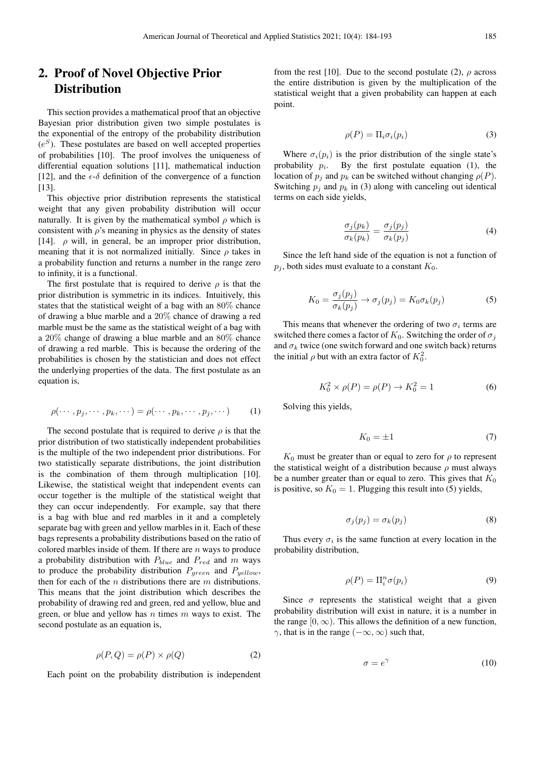## 2. Proof of Novel Objective Prior Distribution

This section provides a mathematical proof that an objective Bayesian prior distribution given two simple postulates is the exponential of the entropy of the probability distribution ($e^S$). These postulates are based on well accepted properties of probabilities [10]. The proof involves the uniqueness of differential equation solutions [11], mathematical induction [12], and the $\epsilon$-$\delta$ definition of the convergence of a function [13].

This objective prior distribution represents the statistical weight that any given probability distribution will occur naturally. It is given by the mathematical symbol $\rho$ which is consistent with $\rho$'s meaning in physics as the density of states [14]. $\rho$ will, in general, be an improper prior distribution, meaning that it is not normalized initially. Since $\rho$ takes in a probability function and returns a number in the range zero to infinity, it is a functional.

The first postulate that is required to derive $\rho$ is that the prior distribution is symmetric in its indices. Intuitively, this states that the statistical weight of a bag with an 80% chance of drawing a blue marble and a 20% chance of drawing a red marble must be the same as the statistical weight of a bag with a 20% change of drawing a blue marble and an 80% chance of drawing a red marble. This is because the ordering of the probabilities is chosen by the statistician and does not effect the underlying properties of the data. The first postulate as an equation is,

$$\rho(\cdots, p_j, \cdots, p_k, \cdots) = \rho(\cdots, p_k, \cdots, p_j, \cdots) \tag{1}$$

The second postulate that is required to derive $\rho$ is that the prior distribution of two statistically independent probabilities is the multiple of the two independent prior distributions. For two statistically separate distributions, the joint distribution is the combination of them through multiplication [10]. Likewise, the statistical weight that independent events can occur together is the multiple of the statistical weight that they can occur independently. For example, say that there is a bag with blue and red marbles in it and a completely separate bag with green and yellow marbles in it. Each of these bags represents a probability distributions based on the ratio of colored marbles inside of them. If there are $n$ ways to produce a probability distribution with $P_{blue}$ and $P_{red}$ and $m$ ways to produce the probability distribution $P_{green}$ and $P_{yellow}$, then for each of the $n$ distributions there are $m$ distributions. This means that the joint distribution which describes the probability of drawing red and green, red and yellow, blue and green, or blue and yellow has $n$ times $m$ ways to exist. The second postulate as an equation is,

$$\rho(P, Q) = \rho(P) \times \rho(Q) \tag{2}$$

Each point on the probability distribution is independent from the rest [10]. Due to the second postulate (2), $\rho$ across the entire distribution is given by the multiplication of the statistical weight that a given probability can happen at each point.

$$\rho(P) = \Pi_i \sigma_i(p_i) \tag{3}$$

Where $\sigma_i(p_i)$ is the prior distribution of the single state's probability $p_i$. By the first postulate equation (1), the location of $p_j$ and $p_k$ can be switched without changing $\rho(P)$. Switching $p_j$ and $p_k$ in (3) along with canceling out identical terms on each side yields,

$$\frac{\sigma_j(p_k)}{\sigma_k(p_k)} = \frac{\sigma_j(p_j)}{\sigma_k(p_j)} \tag{4}$$

Since the left hand side of the equation is not a function of $p_j$, both sides must evaluate to a constant $K_0$.

$$K_0 = \frac{\sigma_j(p_j)}{\sigma_k(p_j)} \rightarrow \sigma_j(p_j) = K_0 \sigma_k(p_j) \tag{5}$$

This means that whenever the ordering of two $\sigma_i$ terms are switched there comes a factor of $K_0$. Switching the order of $\sigma_j$ and $\sigma_k$ twice (one switch forward and one switch back) returns the initial $\rho$ but with an extra factor of $K_0^2$.

$$K_0^2 \times \rho(P) = \rho(P) \rightarrow K_0^2 = 1 \tag{6}$$

Solving this yields,

$$K_0 = \pm 1 \tag{7}$$

$K_0$ must be greater than or equal to zero for $\rho$ to represent the statistical weight of a distribution because $\rho$ must always be a number greater than or equal to zero. This gives that $K_0$ is positive, so $K_0 = 1$. Plugging this result into (5) yields,

$$\sigma_j(p_j) = \sigma_k(p_j) \tag{8}$$

Thus every $\sigma_i$ is the same function at every location in the probability distribution,

$$\rho(P) = \Pi_i^n \sigma(p_i) \tag{9}$$

Since $\sigma$ represents the statistical weight that a given probability distribution will exist in nature, it is a number in the range $[0, \infty)$. This allows the definition of a new function, $\gamma$, that is in the range $(-\infty, \infty)$ such that,

$$\sigma = e^{\gamma} \tag{10}$$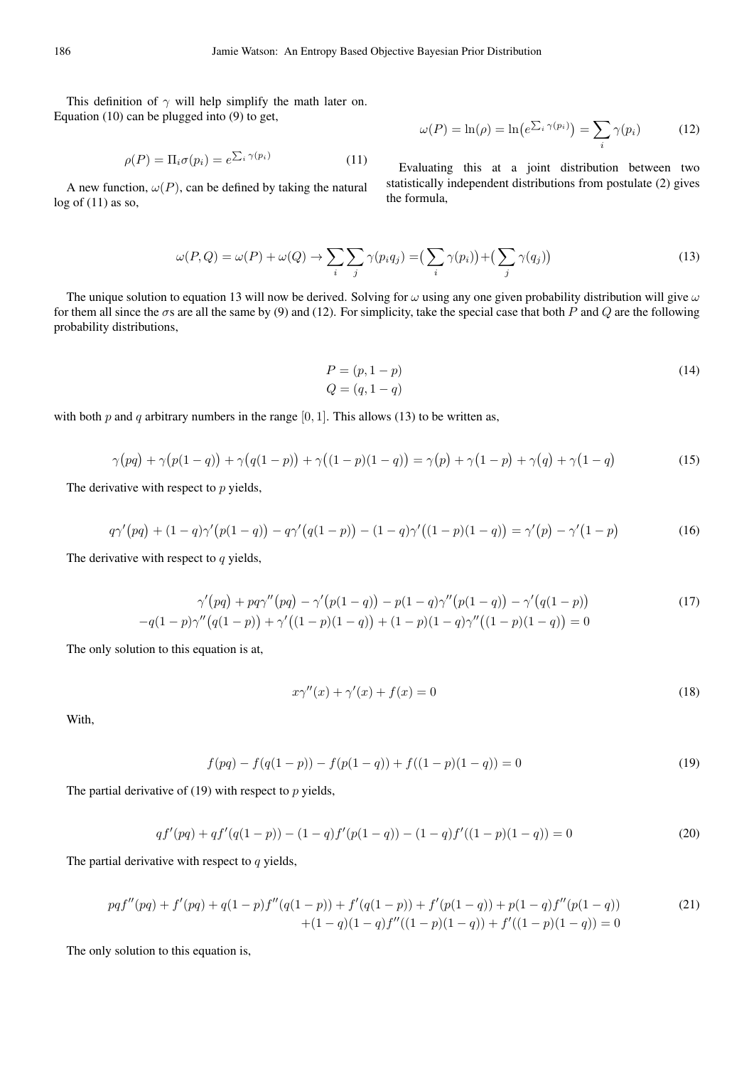This definition of $\gamma$ will help simplify the math later on. Equation (10) can be plugged into (9) to get,

$$\rho(P) = \Pi_i \sigma(p_i) = e^{\sum_i \gamma(p_i)} \tag{11}$$

A new function, $\omega(P)$, can be defined by taking the natural log of (11) as so,

$$\omega(P) = \ln(\rho) = \ln\big(e^{\sum_i \gamma(p_i)}\big) = \sum_i \gamma(p_i) \tag{12}$$

Evaluating this at a joint distribution between two statistically independent distributions from postulate (2) gives the formula,

$$\omega(P,Q) = \omega(P) + \omega(Q) \rightarrow \sum_i \sum_j \gamma(p_i q_j) = \big(\sum_i \gamma(p_i)\big) + \big(\sum_j \gamma(q_j)\big) \tag{13}$$

The unique solution to equation 13 will now be derived. Solving for $\omega$ using any one given probability distribution will give $\omega$ for them all since the $\sigma$s are all the same by (9) and (12). For simplicity, take the special case that both $P$ and $Q$ are the following probability distributions,

$$\begin{aligned} P &= (p, 1-p) \\ Q &= (q, 1-q) \end{aligned} \tag{14}$$

with both $p$ and $q$ arbitrary numbers in the range $[0, 1]$. This allows (13) to be written as,

$$\gamma\big(pq\big) + \gamma\big(p(1-q)\big) + \gamma\big(q(1-p)\big) + \gamma\big((1-p)(1-q)\big) = \gamma\big(p\big) + \gamma\big(1-p\big) + \gamma\big(q\big) + \gamma\big(1-q\big) \tag{15}$$

The derivative with respect to $p$ yields,

$$q\gamma'\big(pq\big) + (1-q)\gamma'\big(p(1-q)\big) - q\gamma'\big(q(1-p)\big) - (1-q)\gamma'\big((1-p)(1-q)\big) = \gamma'\big(p\big) - \gamma'\big(1-p\big) \tag{16}$$

The derivative with respect to $q$ yields,

$$\begin{aligned} \gamma'\big(pq\big) + pq\gamma''\big(pq\big) - \gamma'\big(p(1-q)\big) - p(1-q)\gamma''\big(p(1-q)\big) - \gamma'\big(q(1-p)\big) \\ -q(1-p)\gamma''\big(q(1-p)\big) + \gamma'\big((1-p)(1-q)\big) + (1-p)(1-q)\gamma''\big((1-p)(1-q)\big) = 0 \end{aligned} \tag{17}$$

The only solution to this equation is at,

$$x\gamma''(x) + \gamma'(x) + f(x) = 0 \tag{18}$$

With,

$$f(pq) - f(q(1-p)) - f(p(1-q)) + f((1-p)(1-q)) = 0 \tag{19}$$

The partial derivative of (19) with respect to $p$ yields,

$$qf'(pq) + qf'(q(1-p)) - (1-q)f'(p(1-q)) - (1-q)f'((1-p)(1-q)) = 0 \tag{20}$$

The partial derivative with respect to $q$ yields,

$$\begin{aligned} pqf''(pq) + f'(pq) + q(1-p)f''(q(1-p)) + f'(q(1-p)) + f'(p(1-q)) + p(1-q)f''(p(1-q)) \\ +(1-q)(1-q)f''((1-p)(1-q)) + f'((1-p)(1-q)) = 0 \end{aligned} \tag{21}$$

The only solution to this equation is,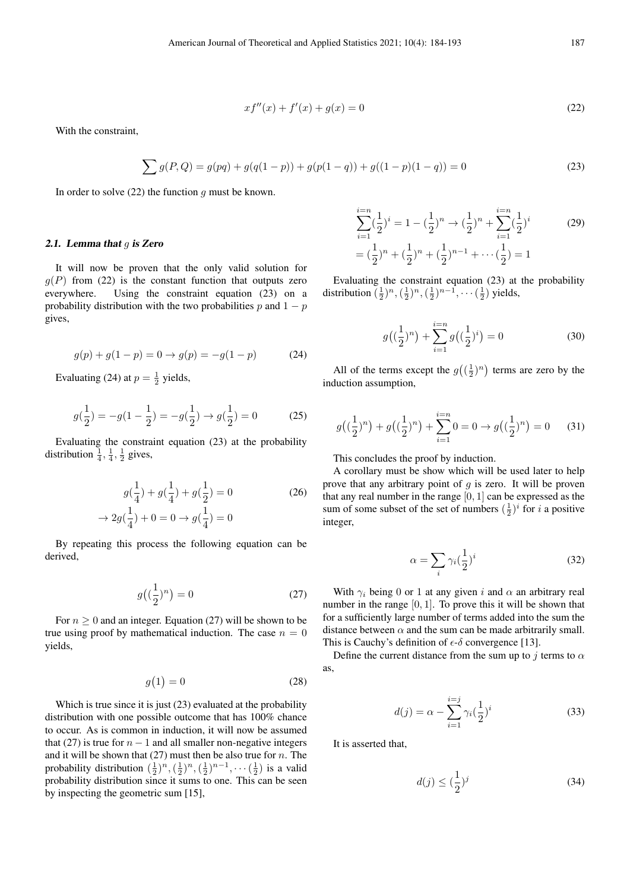$$xf''(x) + f'(x) + g(x) = 0 \tag{22}$$

With the constraint,

$$\sum g(P, Q) = g(pq) + g(q(1-p)) + g(p(1-q)) + g((1-p)(1-q)) = 0 \tag{23}$$

In order to solve (22) the function $g$ must be known.

### 2.1. Lemma that $g$ is Zero

It will now be proven that the only valid solution for $g(P)$ from (22) is the constant function that outputs zero everywhere. Using the constraint equation (23) on a probability distribution with the two probabilities $p$ and $1-p$ gives,

$$g(p) + g(1-p) = 0 \rightarrow g(p) = -g(1-p) \tag{24}$$

Evaluating (24) at $p = \frac{1}{2}$ yields,

$$g(\frac{1}{2}) = -g(1 - \frac{1}{2}) = -g(\frac{1}{2}) \rightarrow g(\frac{1}{2}) = 0 \tag{25}$$

Evaluating the constraint equation (23) at the probability distribution $\frac{1}{4}, \frac{1}{4}, \frac{1}{2}$ gives,

$$g(\frac{1}{4}) + g(\frac{1}{4}) + g(\frac{1}{2}) = 0 \\ \rightarrow 2g(\frac{1}{4}) + 0 = 0 \rightarrow g(\frac{1}{4}) = 0 \tag{26}$$

By repeating this process the following equation can be derived,

$$g\big((\frac{1}{2})^n\big) = 0 \tag{27}$$

For $n \geq 0$ and an integer. Equation (27) will be shown to be true using proof by mathematical induction. The case $n = 0$ yields,

$$g\big(1\big) = 0 \tag{28}$$

Which is true since it is just (23) evaluated at the probability distribution with one possible outcome that has 100% chance to occur. As is common in induction, it will now be assumed that (27) is true for $n-1$ and all smaller non-negative integers and it will be shown that (27) must then be also true for $n$. The probability distribution $(\frac{1}{2})^n, (\frac{1}{2})^n, (\frac{1}{2})^{n-1}, \cdots (\frac{1}{2})$ is a valid probability distribution since it sums to one. This can be seen by inspecting the geometric sum [15],

$$\sum_{i=1}^{i=n} (\frac{1}{2})^i = 1 - (\frac{1}{2})^n \rightarrow (\frac{1}{2})^n + \sum_{i=1}^{i=n} (\frac{1}{2})^i \\ = (\frac{1}{2})^n + (\frac{1}{2})^n + (\frac{1}{2})^{n-1} + \cdots (\frac{1}{2}) = 1 \tag{29}$$

Evaluating the constraint equation (23) at the probability distribution $(\frac{1}{2})^n, (\frac{1}{2})^n, (\frac{1}{2})^{n-1}, \cdots (\frac{1}{2})$ yields,

$$g\big((\frac{1}{2})^n\big) + \sum_{i=1}^{i=n} g\big((\frac{1}{2})^i\big) = 0 \tag{30}$$

All of the terms except the $g\big((\frac{1}{2})^n\big)$ terms are zero by the induction assumption,

$$g\big((\frac{1}{2})^n\big) + g\big((\frac{1}{2})^n\big) + \sum_{i=1}^{i=n} 0 = 0 \rightarrow g\big((\frac{1}{2})^n\big) = 0 \tag{31}$$

This concludes the proof by induction.

A corollary must be show which will be used later to help prove that any arbitrary point of $g$ is zero. It will be proven that any real number in the range $[0, 1]$ can be expressed as the sum of some subset of the set of numbers $(\frac{1}{2})^i$ for $i$ a positive integer,

$$\alpha = \sum_i \gamma_i (\frac{1}{2})^i \tag{32}$$

With $\gamma_i$ being 0 or 1 at any given $i$ and $\alpha$ an arbitrary real number in the range $[0, 1]$. To prove this it will be shown that for a sufficiently large number of terms added into the sum the distance between $\alpha$ and the sum can be made arbitrarily small. This is Cauchy's definition of $\epsilon$-$\delta$ convergence [13].

Define the current distance from the sum up to $j$ terms to $\alpha$ as,

$$d(j) = \alpha - \sum_{i=1}^{i=j} \gamma_i (\frac{1}{2})^i \tag{33}$$

It is asserted that,

$$d(j) \leq (\frac{1}{2})^j \tag{34}$$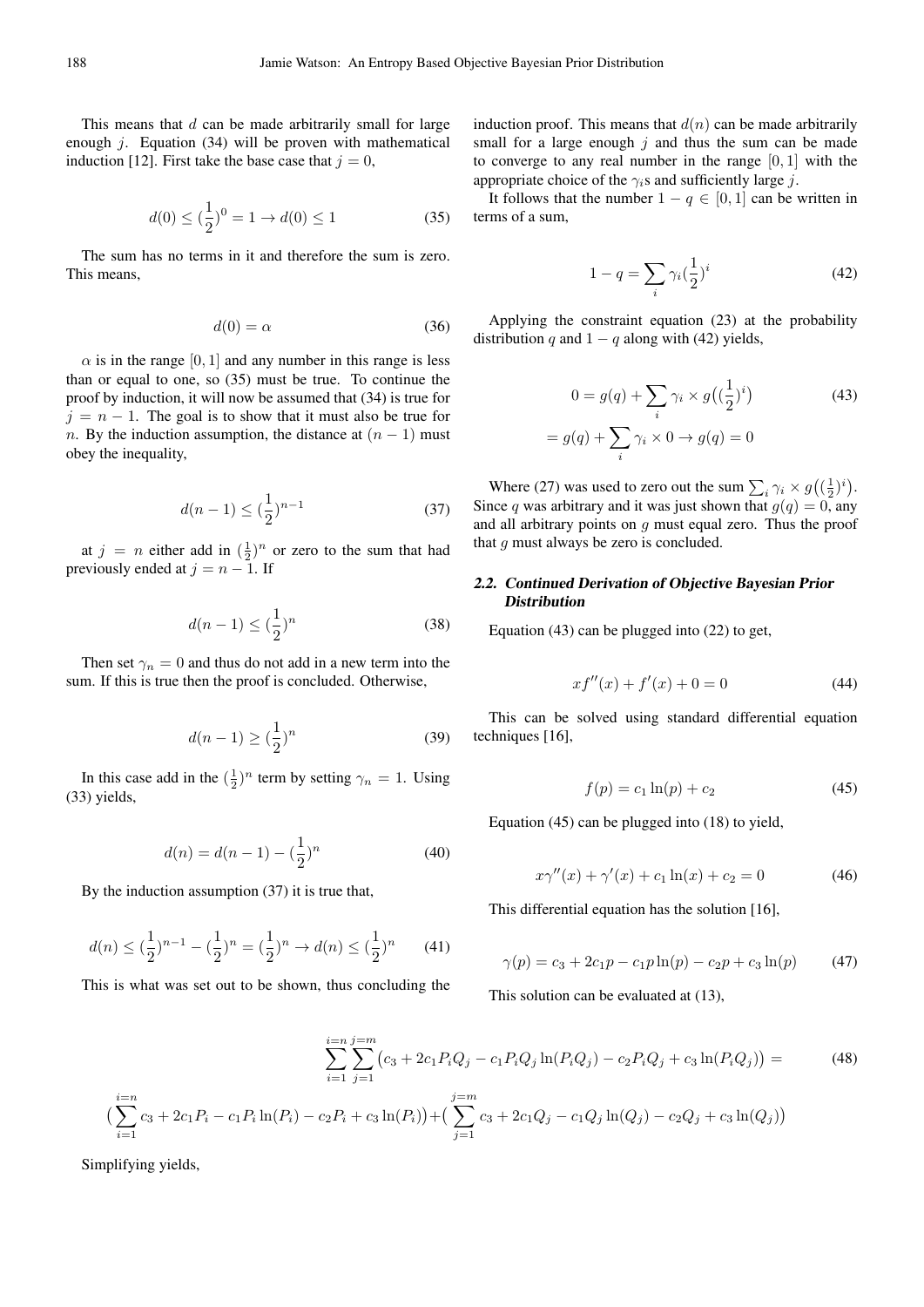This means that $d$ can be made arbitrarily small for large enough $j$. Equation (34) will be proven with mathematical induction [12]. First take the base case that $j = 0$,

$$d(0) \leq (\frac{1}{2})^0 = 1 \rightarrow d(0) \leq 1 \tag{35}$$

The sum has no terms in it and therefore the sum is zero. This means,

$$d(0) = \alpha \tag{36}$$

$\alpha$ is in the range $[0, 1]$ and any number in this range is less than or equal to one, so (35) must be true. To continue the proof by induction, it will now be assumed that (34) is true for $j = n - 1$. The goal is to show that it must also be true for $n$. By the induction assumption, the distance at $(n - 1)$ must obey the inequality,

$$d(n-1) \leq (\frac{1}{2})^{n-1} \tag{37}$$

at $j = n$ either add in $(\frac{1}{2})^n$ or zero to the sum that had previously ended at $j = n - 1$. If

$$d(n-1) \leq (\frac{1}{2})^n \tag{38}$$

Then set $\gamma_n = 0$ and thus do not add in a new term into the sum. If this is true then the proof is concluded. Otherwise,

$$d(n-1) \geq (\frac{1}{2})^n \tag{39}$$

In this case add in the $(\frac{1}{2})^n$ term by setting $\gamma_n = 1$. Using (33) yields,

$$d(n) = d(n-1) - (\frac{1}{2})^n \tag{40}$$

By the induction assumption (37) it is true that,

$$d(n) \leq (\frac{1}{2})^{n-1} - (\frac{1}{2})^n = (\frac{1}{2})^n \rightarrow d(n) \leq (\frac{1}{2})^n \tag{41}$$

This is what was set out to be shown, thus concluding the induction proof. This means that $d(n)$ can be made arbitrarily small for a large enough $j$ and thus the sum can be made to converge to any real number in the range $[0, 1]$ with the appropriate choice of the $\gamma_i$s and sufficiently large $j$.

It follows that the number $1 - q \in [0, 1]$ can be written in terms of a sum,

$$1 - q = \sum_i \gamma_i (\frac{1}{2})^i \tag{42}$$

Applying the constraint equation (23) at the probability distribution $q$ and $1 - q$ along with (42) yields,

$$0 = g(q) + \sum_i \gamma_i \times g\big((\frac{1}{2})^i\big) \tag{43}$$
$$= g(q) + \sum_i \gamma_i \times 0 \rightarrow g(q) = 0$$

Where (27) was used to zero out the sum $\sum_i \gamma_i \times g\big((\frac{1}{2})^i\big)$. Since $q$ was arbitrary and it was just shown that $g(q) = 0$, any and all arbitrary points on $g$ must equal zero. Thus the proof that $g$ must always be zero is concluded.

### 2.2. Continued Derivation of Objective Bayesian Prior Distribution

Equation (43) can be plugged into (22) to get,

$$xf''(x) + f'(x) + 0 = 0 \tag{44}$$

This can be solved using standard differential equation techniques [16],

$$f(p) = c_1 \ln(p) + c_2 \tag{45}$$

Equation (45) can be plugged into (18) to yield,

$$x\gamma''(x) + \gamma'(x) + c_1 \ln(x) + c_2 = 0 \tag{46}$$

This differential equation has the solution [16],

$$\gamma(p) = c_3 + 2c_1 p - c_1 p \ln(p) - c_2 p + c_3 \ln(p) \tag{47}$$

This solution can be evaluated at (13),

$$\sum_{i=1}^{i=n} \sum_{j=1}^{j=m} \big(c_3 + 2c_1 P_i Q_j - c_1 P_i Q_j \ln(P_i Q_j) - c_2 P_i Q_j + c_3 \ln(P_i Q_j)\big) = \tag{48}$$
$$\big(\sum_{i=1}^{i=n} c_3 + 2c_1 P_i - c_1 P_i \ln(P_i) - c_2 P_i + c_3 \ln(P_i)\big) + \big(\sum_{j=1}^{j=m} c_3 + 2c_1 Q_j - c_1 Q_j \ln(Q_j) - c_2 Q_j + c_3 \ln(Q_j)\big)$$

Simplifying yields,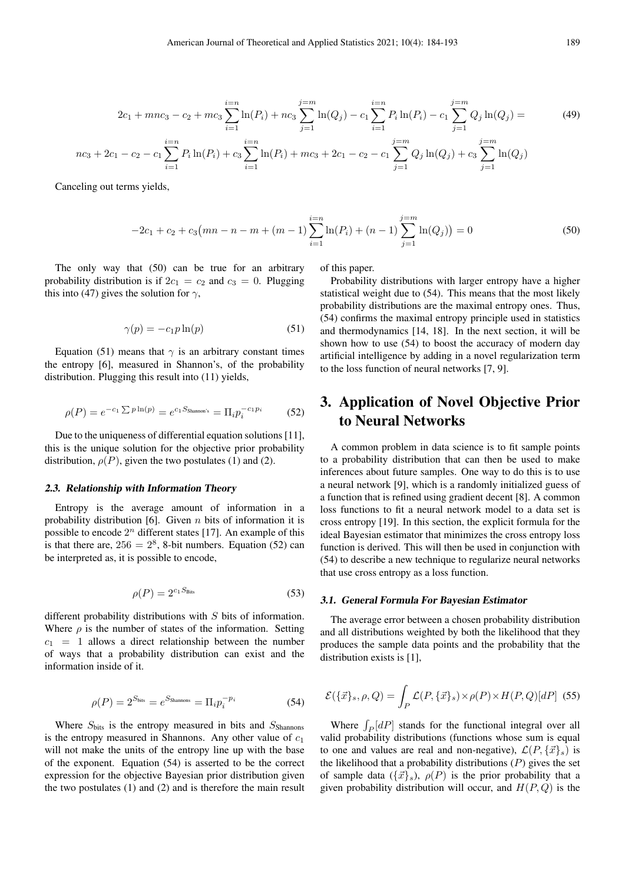$$2c_1 + mnc_3 - c_2 + mc_3 \sum_{i=1}^{i=n} \ln(P_i) + nc_3 \sum_{j=1}^{j=m} \ln(Q_j) - c_1 \sum_{i=1}^{i=n} P_i \ln(P_i) - c_1 \sum_{j=1}^{j=m} Q_j \ln(Q_j) = \tag{49}$$

$$nc_3 + 2c_1 - c_2 - c_1 \sum_{i=1}^{i=n} P_i \ln(P_i) + c_3 \sum_{i=1}^{i=n} \ln(P_i) + mc_3 + 2c_1 - c_2 - c_1 \sum_{j=1}^{j=m} Q_j \ln(Q_j) + c_3 \sum_{j=1}^{j=m} \ln(Q_j)$$

Canceling out terms yields,

$$-2c_1 + c_2 + c_3\big(mn - n - m + (m-1) \sum_{i=1}^{i=n} \ln(P_i) + (n-1) \sum_{j=1}^{j=m} \ln(Q_j)\big) = 0 \tag{50}$$

The only way that (50) can be true for an arbitrary probability distribution is if $2c_1 = c_2$ and $c_3 = 0$. Plugging this into (47) gives the solution for $\gamma$,

$$\gamma(p) = -c_1 p \ln(p) \tag{51}$$

Equation (51) means that $\gamma$ is an arbitrary constant times the entropy [6], measured in Shannon's, of the probability distribution. Plugging this result into (11) yields,

$$\rho(P) = e^{-c_1 \sum p \ln(p)} = e^{c_1 S_{\text{Shannon's}}} = \Pi_i p_i^{-c_1 p_i} \tag{52}$$

Due to the uniqueness of differential equation solutions [11], this is the unique solution for the objective prior probability distribution, $\rho(P)$, given the two postulates (1) and (2).

### 2.3. Relationship with Information Theory

Entropy is the average amount of information in a probability distribution [6]. Given $n$ bits of information it is possible to encode $2^n$ different states [17]. An example of this is that there are, $256 = 2^8$, 8-bit numbers. Equation (52) can be interpreted as, it is possible to encode,

$$\rho(P) = 2^{c_1 S_{\text{Bits}}} \tag{53}$$

different probability distributions with $S$ bits of information. Where $\rho$ is the number of states of the information. Setting $c_1 = 1$ allows a direct relationship between the number of ways that a probability distribution can exist and the information inside of it.

$$\rho(P) = 2^{S_{\text{bits}}} = e^{S_{\text{Shannons}}} = \Pi_i p_i^{-p_i} \tag{54}$$

Where $S_{\text{bits}}$ is the entropy measured in bits and $S_{\text{Shannons}}$ is the entropy measured in Shannons. Any other value of $c_1$ will not make the units of the entropy line up with the base of the exponent. Equation (54) is asserted to be the correct expression for the objective Bayesian prior distribution given the two postulates (1) and (2) and is therefore the main result of this paper.

Probability distributions with larger entropy have a higher statistical weight due to (54). This means that the most likely probability distributions are the maximal entropy ones. Thus, (54) confirms the maximal entropy principle used in statistics and thermodynamics [14, 18]. In the next section, it will be shown how to use (54) to boost the accuracy of modern day artificial intelligence by adding in a novel regularization term to the loss function of neural networks [7, 9].

## 3. Application of Novel Objective Prior to Neural Networks

A common problem in data science is to fit sample points to a probability distribution that can then be used to make inferences about future samples. One way to do this is to use a neural network [9], which is a randomly initialized guess of a function that is refined using gradient decent [8]. A common loss functions to fit a neural network model to a data set is cross entropy [19]. In this section, the explicit formula for the ideal Bayesian estimator that minimizes the cross entropy loss function is derived. This will then be used in conjunction with (54) to describe a new technique to regularize neural networks that use cross entropy as a loss function.

### 3.1. General Formula For Bayesian Estimator

The average error between a chosen probability distribution and all distributions weighted by both the likelihood that they produces the sample data points and the probability that the distribution exists is [1],

$$\mathcal{E}(\{\vec{x}\}_s, \rho, Q) = \int_P \mathcal{L}(P, \{\vec{x}\}_s) \times \rho(P) \times H(P,Q)[dP] \tag{55}$$

Where $\int_P [dP]$ stands for the functional integral over all valid probability distributions (functions whose sum is equal to one and values are real and non-negative), $\mathcal{L}(P, \{\vec{x}\}_s)$ is the likelihood that a probability distributions $(P)$ gives the set of sample data $(\{\vec{x}\}_s)$, $\rho(P)$ is the prior probability that a given probability distribution will occur, and $H(P,Q)$ is the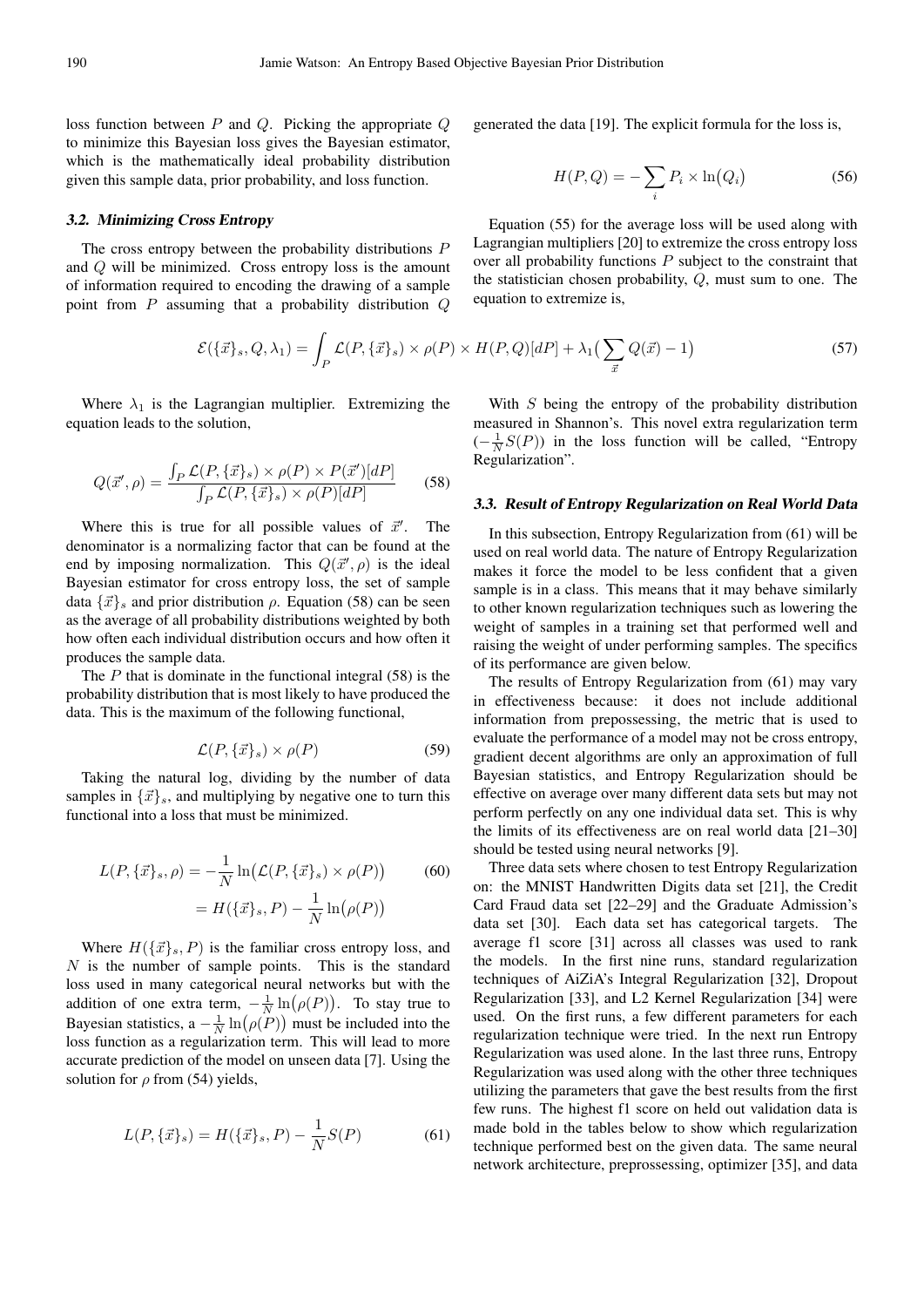loss function between $P$ and $Q$. Picking the appropriate $Q$ to minimize this Bayesian loss gives the Bayesian estimator, which is the mathematically ideal probability distribution given this sample data, prior probability, and loss function.

### 3.2. Minimizing Cross Entropy

The cross entropy between the probability distributions $P$ and $Q$ will be minimized. Cross entropy loss is the amount of information required to encoding the drawing of a sample point from $P$ assuming that a probability distribution $Q$ generated the data [19]. The explicit formula for the loss is,

$$H(P, Q) = -\sum_i P_i \times \ln\big(Q_i\big) \tag{56}$$

Equation (55) for the average loss will be used along with Lagrangian multipliers [20] to extremize the cross entropy loss over all probability functions $P$ subject to the constraint that the statistician chosen probability, $Q$, must sum to one. The equation to extremize is,

$$\mathcal{E}(\{\vec{x}\}_s, Q, \lambda_1) = \int_P \mathcal{L}(P, \{\vec{x}\}_s) \times \rho(P) \times H(P, Q)[dP] + \lambda_1\big(\sum_{\vec{x}} Q(\vec{x}) - 1\big) \tag{57}$$

Where $\lambda_1$ is the Lagrangian multiplier. Extremizing the equation leads to the solution,

$$Q(\vec{x}', \rho) = \frac{\int_P \mathcal{L}(P, \{\vec{x}\}_s) \times \rho(P) \times P(\vec{x}')[dP]}{\int_P \mathcal{L}(P, \{\vec{x}\}_s) \times \rho(P)[dP]} \tag{58}$$

Where this is true for all possible values of $\vec{x}'$. The denominator is a normalizing factor that can be found at the end by imposing normalization. This $Q(\vec{x}', \rho)$ is the ideal Bayesian estimator for cross entropy loss, the set of sample data $\{\vec{x}\}_s$ and prior distribution $\rho$. Equation (58) can be seen as the average of all probability distributions weighted by both how often each individual distribution occurs and how often it produces the sample data.

The $P$ that is dominate in the functional integral (58) is the probability distribution that is most likely to have produced the data. This is the maximum of the following functional,

$$\mathcal{L}(P, \{\vec{x}\}_s) \times \rho(P) \tag{59}$$

Taking the natural log, dividing by the number of data samples in $\{\vec{x}\}_s$, and multiplying by negative one to turn this functional into a loss that must be minimized.

$$\begin{aligned} L(P, \{\vec{x}\}_s, \rho) &= -\frac{1}{N} \ln\big(\mathcal{L}(P, \{\vec{x}\}_s) \times \rho(P)\big) \\ &= H(\{\vec{x}\}_s, P) - \frac{1}{N} \ln\big(\rho(P)\big) \end{aligned} \tag{60}$$

Where $H(\{\vec{x}\}_s, P)$ is the familiar cross entropy loss, and $N$ is the number of sample points. This is the standard loss used in many categorical neural networks but with the addition of one extra term, $-\frac{1}{N}\ln\big(\rho(P)\big)$. To stay true to Bayesian statistics, a $-\frac{1}{N}\ln\big(\rho(P)\big)$ must be included into the loss function as a regularization term. This will lead to more accurate prediction of the model on unseen data [7]. Using the solution for $\rho$ from (54) yields,

$$L(P, \{\vec{x}\}_s) = H(\{\vec{x}\}_s, P) - \frac{1}{N} S(P) \tag{61}$$

With $S$ being the entropy of the probability distribution measured in Shannon's. This novel extra regularization term $(-\frac{1}{N}S(P))$ in the loss function will be called, "Entropy Regularization".

### 3.3. Result of Entropy Regularization on Real World Data

In this subsection, Entropy Regularization from (61) will be used on real world data. The nature of Entropy Regularization makes it force the model to be less confident that a given sample is in a class. This means that it may behave similarly to other known regularization techniques such as lowering the weight of samples in a training set that performed well and raising the weight of under performing samples. The specifics of its performance are given below.

The results of Entropy Regularization from (61) may vary in effectiveness because: it does not include additional information from prepossessing, the metric that is used to evaluate the performance of a model may not be cross entropy, gradient decent algorithms are only an approximation of full Bayesian statistics, and Entropy Regularization should be effective on average over many different data sets but may not perform perfectly on any one individual data set. This is why the limits of its effectiveness are on real world data [21–30] should be tested using neural networks [9].

Three data sets where chosen to test Entropy Regularization on: the MNIST Handwritten Digits data set [21], the Credit Card Fraud data set [22–29] and the Graduate Admission's data set [30]. Each data set has categorical targets. The average f1 score [31] across all classes was used to rank the models. In the first nine runs, standard regularization techniques of AiZiA's Integral Regularization [32], Dropout Regularization [33], and L2 Kernel Regularization [34] were used. On the first runs, a few different parameters for each regularization technique were tried. In the next run Entropy Regularization was used alone. In the last three runs, Entropy Regularization was used along with the other three techniques utilizing the parameters that gave the best results from the first few runs. The highest f1 score on held out validation data is made bold in the tables below to show which regularization technique performed best on the given data. The same neural network architecture, prepossessing, optimizer [35], and data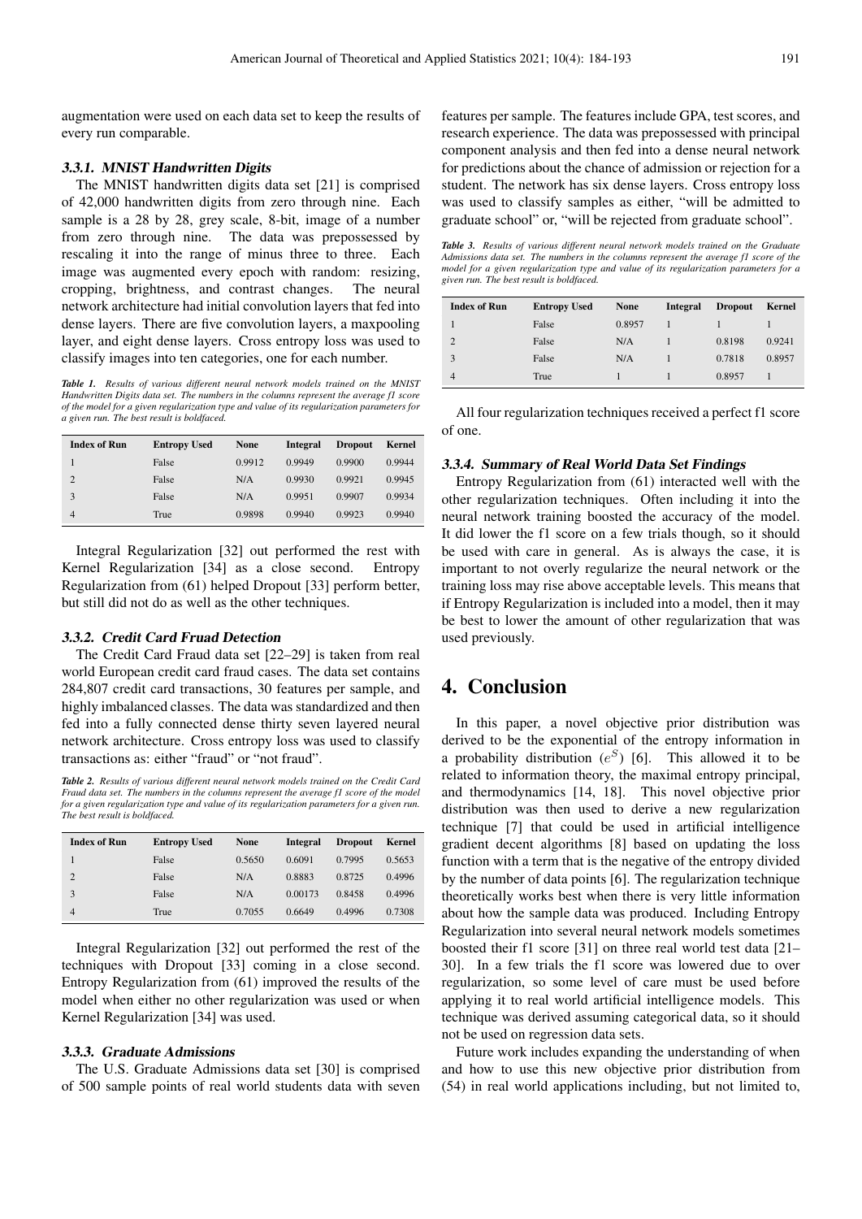augmentation were used on each data set to keep the results of every run comparable.

#### 3.3.1. MNIST Handwritten Digits

The MNIST handwritten digits data set [21] is comprised of 42,000 handwritten digits from zero through nine. Each sample is a 28 by 28, grey scale, 8-bit, image of a number from zero through nine. The data was prepossessed by rescaling it into the range of minus three to three. Each image was augmented every epoch with random: resizing, cropping, brightness, and contrast changes. The neural network architecture had initial convolution layers that fed into dense layers. There are five convolution layers, a maxpooling layer, and eight dense layers. Cross entropy loss was used to classify images into ten categories, one for each number.

***Table 1.*** *Results of various different neural network models trained on the MNIST Handwritten Digits data set. The numbers in the columns represent the average f1 score of the model for a given regularization type and value of its regularization parameters for a given run. The best result is boldfaced.*

| Index of Run | Entropy Used | None | Integral | Dropout | Kernel |
|---|---|---|---|---|---|
| 1 | False | 0.9912 | 0.9949 | 0.9900 | 0.9944 |
| 2 | False | N/A | 0.9930 | 0.9921 | 0.9945 |
| 3 | False | N/A | 0.9951 | 0.9907 | 0.9934 |
| 4 | True | 0.9898 | 0.9940 | 0.9923 | 0.9940 |

Integral Regularization [32] out performed the rest with Kernel Regularization [34] as a close second. Entropy Regularization from (61) helped Dropout [33] perform better, but still did not do as well as the other techniques.

#### 3.3.2. Credit Card Fruad Detection

The Credit Card Fraud data set [22–29] is taken from real world European credit card fraud cases. The data set contains 284,807 credit card transactions, 30 features per sample, and highly imbalanced classes. The data was standardized and then fed into a fully connected dense thirty seven layered neural network architecture. Cross entropy loss was used to classify transactions as: either "fraud" or "not fraud".

***Table 2.*** *Results of various different neural network models trained on the Credit Card Fraud data set. The numbers in the columns represent the average f1 score of the model for a given regularization type and value of its regularization parameters for a given run. The best result is boldfaced.*

| Index of Run | Entropy Used | None | Integral | Dropout | Kernel |
|---|---|---|---|---|---|
| 1 | False | 0.5650 | 0.6091 | 0.7995 | 0.5653 |
| 2 | False | N/A | 0.8883 | 0.8725 | 0.4996 |
| 3 | False | N/A | 0.00173 | 0.8458 | 0.4996 |
| 4 | True | 0.7055 | 0.6649 | 0.4996 | 0.7308 |

Integral Regularization [32] out performed the rest of the techniques with Dropout [33] coming in a close second. Entropy Regularization from (61) improved the results of the model when either no other regularization was used or when Kernel Regularization [34] was used.

#### 3.3.3. Graduate Admissions

The U.S. Graduate Admissions data set [30] is comprised of 500 sample points of real world students data with seven features per sample. The features include GPA, test scores, and research experience. The data was prepossessed with principal component analysis and then fed into a dense neural network for predictions about the chance of admission or rejection for a student. The network has six dense layers. Cross entropy loss was used to classify samples as either, "will be admitted to graduate school" or, "will be rejected from graduate school".

***Table 3.*** *Results of various different neural network models trained on the Graduate Admissions data set. The numbers in the columns represent the average f1 score of the model for a given regularization type and value of its regularization parameters for a given run. The best result is boldfaced.*

| Index of Run | Entropy Used | None | Integral | Dropout | Kernel |
|---|---|---|---|---|---|
| 1 | False | 0.8957 | 1 | 1 | 1 |
| 2 | False | N/A | 1 | 0.8198 | 0.9241 |
| 3 | False | N/A | 1 | 0.7818 | 0.8957 |
| 4 | True | 1 | 1 | 0.8957 | 1 |

All four regularization techniques received a perfect f1 score of one.

#### 3.3.4. Summary of Real World Data Set Findings

Entropy Regularization from (61) interacted well with the other regularization techniques. Often including it into the neural network training boosted the accuracy of the model. It did lower the f1 score on a few trials though, so it should be used with care in general. As is always the case, it is important to not overly regularize the neural network or the training loss may rise above acceptable levels. This means that if Entropy Regularization is included into a model, then it may be best to lower the amount of other regularization that was used previously.

## 4. Conclusion

In this paper, a novel objective prior distribution was derived to be the exponential of the entropy information in a probability distribution ($e^S$) [6]. This allowed it to be related to information theory, the maximal entropy principal, and thermodynamics [14, 18]. This novel objective prior distribution was then used to derive a new regularization technique [7] that could be used in artificial intelligence gradient decent algorithms [8] based on updating the loss function with a term that is the negative of the entropy divided by the number of data points [6]. The regularization technique theoretically works best when there is very little information about how the sample data was produced. Including Entropy Regularization into several neural network models sometimes boosted their f1 score [31] on three real world test data [21–30]. In a few trials the f1 score was lowered due to over regularization, so some level of care must be used before applying it to real world artificial intelligence models. This technique was derived assuming categorical data, so it should not be used on regression data sets.

Future work includes expanding the understanding of when and how to use this new objective prior distribution from (54) in real world applications including, but not limited to,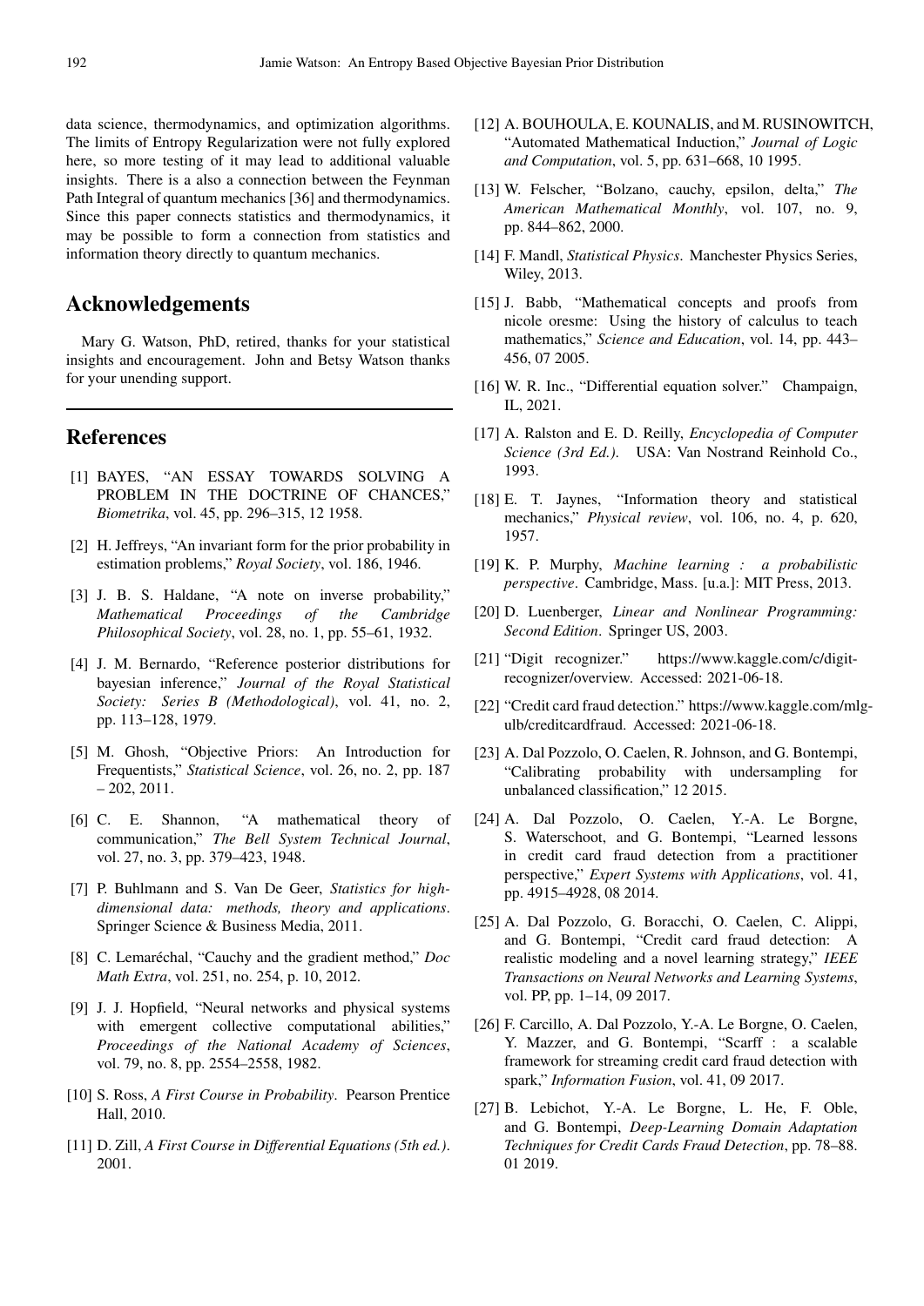data science, thermodynamics, and optimization algorithms. The limits of Entropy Regularization were not fully explored here, so more testing of it may lead to additional valuable insights. There is a also a connection between the Feynman Path Integral of quantum mechanics [36] and thermodynamics. Since this paper connects statistics and thermodynamics, it may be possible to form a connection from statistics and information theory directly to quantum mechanics.

## Acknowledgements

Mary G. Watson, PhD, retired, thanks for your statistical insights and encouragement. John and Betsy Watson thanks for your unending support.

## References

[1] BAYES, "AN ESSAY TOWARDS SOLVING A PROBLEM IN THE DOCTRINE OF CHANCES," *Biometrika*, vol. 45, pp. 296–315, 12 1958.

[2] H. Jeffreys, "An invariant form for the prior probability in estimation problems," *Royal Society*, vol. 186, 1946.

[3] J. B. S. Haldane, "A note on inverse probability," *Mathematical Proceedings of the Cambridge Philosophical Society*, vol. 28, no. 1, pp. 55–61, 1932.

[4] J. M. Bernardo, "Reference posterior distributions for bayesian inference," *Journal of the Royal Statistical Society: Series B (Methodological)*, vol. 41, no. 2, pp. 113–128, 1979.

[5] M. Ghosh, "Objective Priors: An Introduction for Frequentists," *Statistical Science*, vol. 26, no. 2, pp. 187 – 202, 2011.

[6] C. E. Shannon, "A mathematical theory of communication," *The Bell System Technical Journal*, vol. 27, no. 3, pp. 379–423, 1948.

[7] P. Buhlmann and S. Van De Geer, *Statistics for high-dimensional data: methods, theory and applications*. Springer Science & Business Media, 2011.

[8] C. Lemaréchal, "Cauchy and the gradient method," *Doc Math Extra*, vol. 251, no. 254, p. 10, 2012.

[9] J. J. Hopfield, "Neural networks and physical systems with emergent collective computational abilities," *Proceedings of the National Academy of Sciences*, vol. 79, no. 8, pp. 2554–2558, 1982.

[10] S. Ross, *A First Course in Probability*. Pearson Prentice Hall, 2010.

[11] D. Zill, *A First Course in Differential Equations (5th ed.)*. 2001.

[12] A. BOUHOULA, E. KOUNALIS, and M. RUSINOWITCH, "Automated Mathematical Induction," *Journal of Logic and Computation*, vol. 5, pp. 631–668, 10 1995.

[13] W. Felscher, "Bolzano, cauchy, epsilon, delta," *The American Mathematical Monthly*, vol. 107, no. 9, pp. 844–862, 2000.

[14] F. Mandl, *Statistical Physics*. Manchester Physics Series, Wiley, 2013.

[15] J. Babb, "Mathematical concepts and proofs from nicole oresme: Using the history of calculus to teach mathematics," *Science and Education*, vol. 14, pp. 443–456, 07 2005.

[16] W. R. Inc., "Differential equation solver." Champaign, IL, 2021.

[17] A. Ralston and E. D. Reilly, *Encyclopedia of Computer Science (3rd Ed.)*. USA: Van Nostrand Reinhold Co., 1993.

[18] E. T. Jaynes, "Information theory and statistical mechanics," *Physical review*, vol. 106, no. 4, p. 620, 1957.

[19] K. P. Murphy, *Machine learning : a probabilistic perspective*. Cambridge, Mass. [u.a.]: MIT Press, 2013.

[20] D. Luenberger, *Linear and Nonlinear Programming: Second Edition*. Springer US, 2003.

[21] "Digit recognizer." https://www.kaggle.com/c/digit-recognizer/overview. Accessed: 2021-06-18.

[22] "Credit card fraud detection." https://www.kaggle.com/mlg-ulb/creditcardfraud. Accessed: 2021-06-18.

[23] A. Dal Pozzolo, O. Caelen, R. Johnson, and G. Bontempi, "Calibrating probability with undersampling for unbalanced classification," 12 2015.

[24] A. Dal Pozzolo, O. Caelen, Y.-A. Le Borgne, S. Waterschoot, and G. Bontempi, "Learned lessons in credit card fraud detection from a practitioner perspective," *Expert Systems with Applications*, vol. 41, pp. 4915–4928, 08 2014.

[25] A. Dal Pozzolo, G. Boracchi, O. Caelen, C. Alippi, and G. Bontempi, "Credit card fraud detection: A realistic modeling and a novel learning strategy," *IEEE Transactions on Neural Networks and Learning Systems*, vol. PP, pp. 1–14, 09 2017.

[26] F. Carcillo, A. Dal Pozzolo, Y.-A. Le Borgne, O. Caelen, Y. Mazzer, and G. Bontempi, "Scarff : a scalable framework for streaming credit card fraud detection with spark," *Information Fusion*, vol. 41, 09 2017.

[27] B. Lebichot, Y.-A. Le Borgne, L. He, F. Oble, and G. Bontempi, *Deep-Learning Domain Adaptation Techniques for Credit Cards Fraud Detection*, pp. 78–88. 01 2019.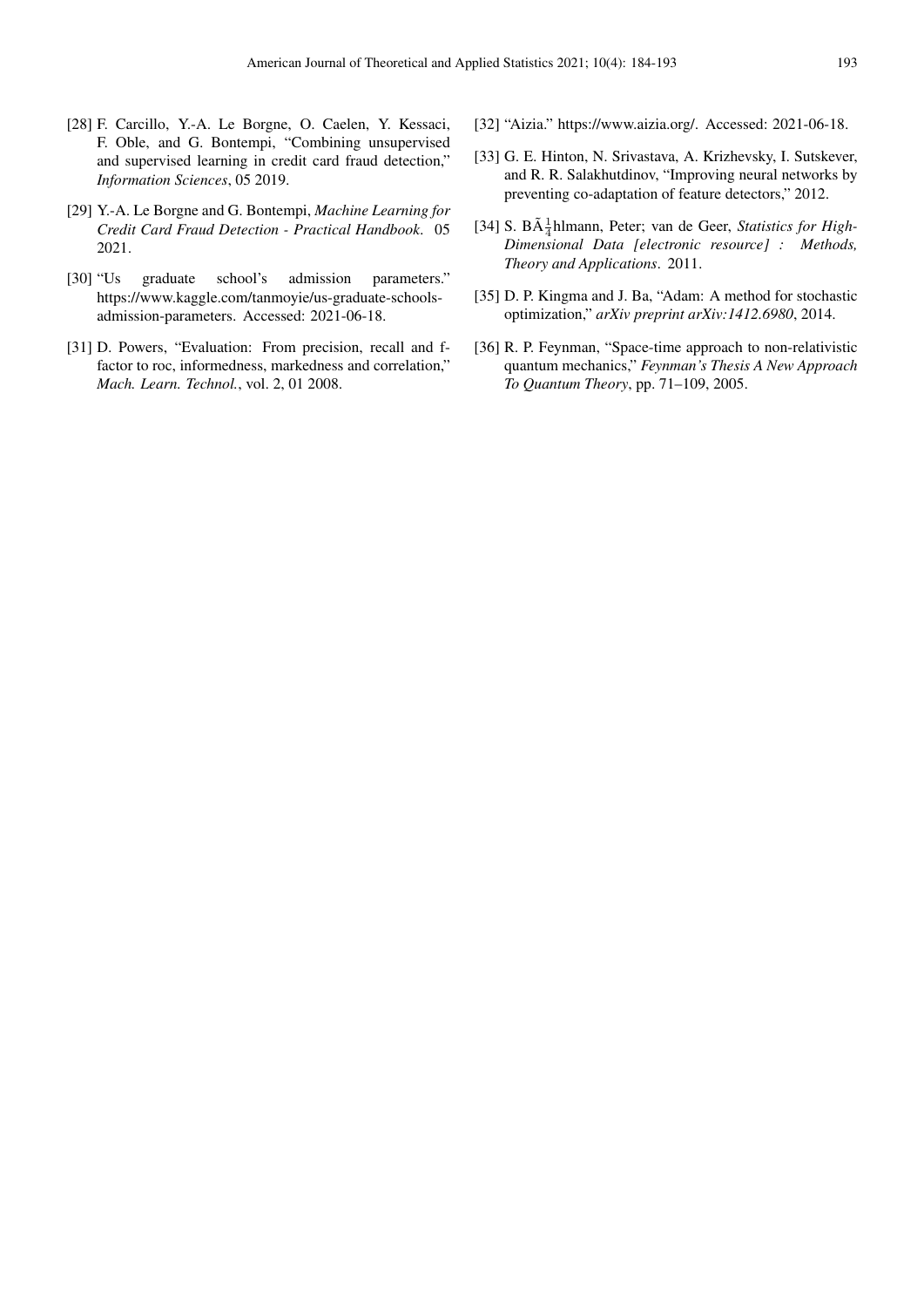[28] F. Carcillo, Y.-A. Le Borgne, O. Caelen, Y. Kessaci, F. Oble, and G. Bontempi, "Combining unsupervised and supervised learning in credit card fraud detection," *Information Sciences*, 05 2019.

[29] Y.-A. Le Borgne and G. Bontempi, *Machine Learning for Credit Card Fraud Detection - Practical Handbook*. 05 2021.

[30] "Us graduate school's admission parameters." https://www.kaggle.com/tanmoyie/us-graduate-schools-admission-parameters. Accessed: 2021-06-18.

[31] D. Powers, "Evaluation: From precision, recall and f-factor to roc, informedness, markedness and correlation," *Mach. Learn. Technol.*, vol. 2, 01 2008.

[32] "Aizia." https://www.aizia.org/. Accessed: 2021-06-18.

[33] G. E. Hinton, N. Srivastava, A. Krizhevsky, I. Sutskever, and R. R. Salakhutdinov, "Improving neural networks by preventing co-adaptation of feature detectors," 2012.

[34] S. BÃ¼hlmann, Peter; van de Geer, *Statistics for High-Dimensional Data [electronic resource] : Methods, Theory and Applications*. 2011.

[35] D. P. Kingma and J. Ba, "Adam: A method for stochastic optimization," *arXiv preprint arXiv:1412.6980*, 2014.

[36] R. P. Feynman, "Space-time approach to non-relativistic quantum mechanics," *Feynman's Thesis A New Approach To Quantum Theory*, pp. 71–109, 2005.